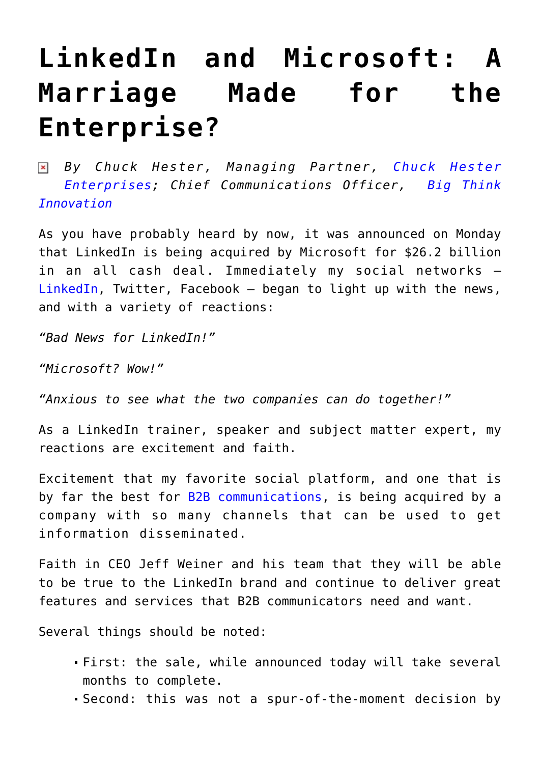# LinkedIn and Microsoft: A Marriage Made for the Enterprise?

*By Chuck Hester, Managing Partner, Chuck Hester Enterprises; Chief Communications Officer, Big Think Innovation*

As you have probably heard by now, it was announced on Monday that LinkedIn is being acquired by Microsoft for $26.2 billion in an all cash deal. Immediately my social networks – LinkedIn, Twitter, Facebook – began to light up with the news, and with a variety of reactions:

*"Bad News for LinkedIn!"*

*"Microsoft? Wow!"*

*"Anxious to see what the two companies can do together!"*

As a LinkedIn trainer, speaker and subject matter expert, my reactions are excitement and faith.

Excitement that my favorite social platform, and one that is by far the best for B2B communications, is being acquired by a company with so many channels that can be used to get information disseminated.

Faith in CEO Jeff Weiner and his team that they will be able to be true to the LinkedIn brand and continue to deliver great features and services that B2B communicators need and want.

Several things should be noted:

- First: the sale, while announced today will take several months to complete.
- Second: this was not a spur-of-the-moment decision by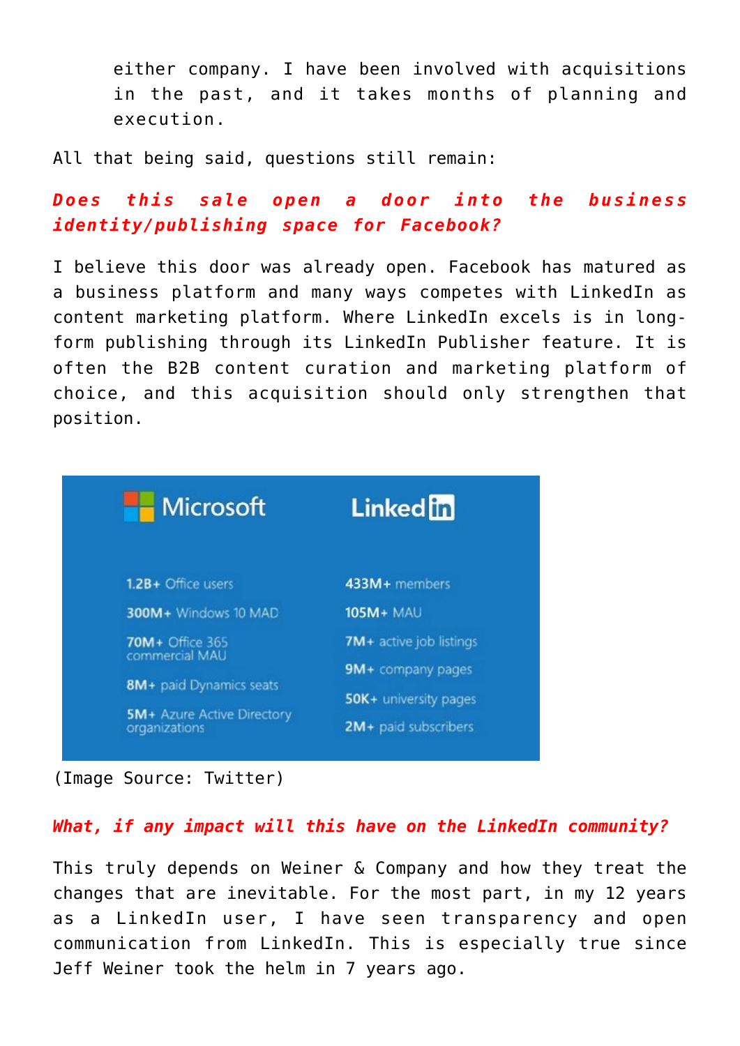> either company. I have been involved with acquisitions in the past, and it takes months of planning and execution.

All that being said, questions still remain:

***Does this sale open a door into the business identity/publishing space for Facebook?***

I believe this door was already open. Facebook has matured as a business platform and many ways competes with LinkedIn as content marketing platform. Where LinkedIn excels is in long-form publishing through its LinkedIn Publisher feature. It is often the B2B content curation and marketing platform of choice, and this acquisition should only strengthen that position.

| Microsoft | LinkedIn |
|---|---|
| **1.2B+** Office users | **433M+** members |
| **300M+** Windows 10 MAD | **105M+** MAU |
| **70M+** Office 365 commercial MAU | **7M+** active job listings |
| **8M+** paid Dynamics seats | **9M+** company pages |
| **5M+** Azure Active Directory organizations | **50K+** university pages |
| | **2M+** paid subscribers |

(Image Source: Twitter)

***What, if any impact will this have on the LinkedIn community?***

This truly depends on Weiner & Company and how they treat the changes that are inevitable. For the most part, in my 12 years as a LinkedIn user, I have seen transparency and open communication from LinkedIn. This is especially true since Jeff Weiner took the helm in 7 years ago.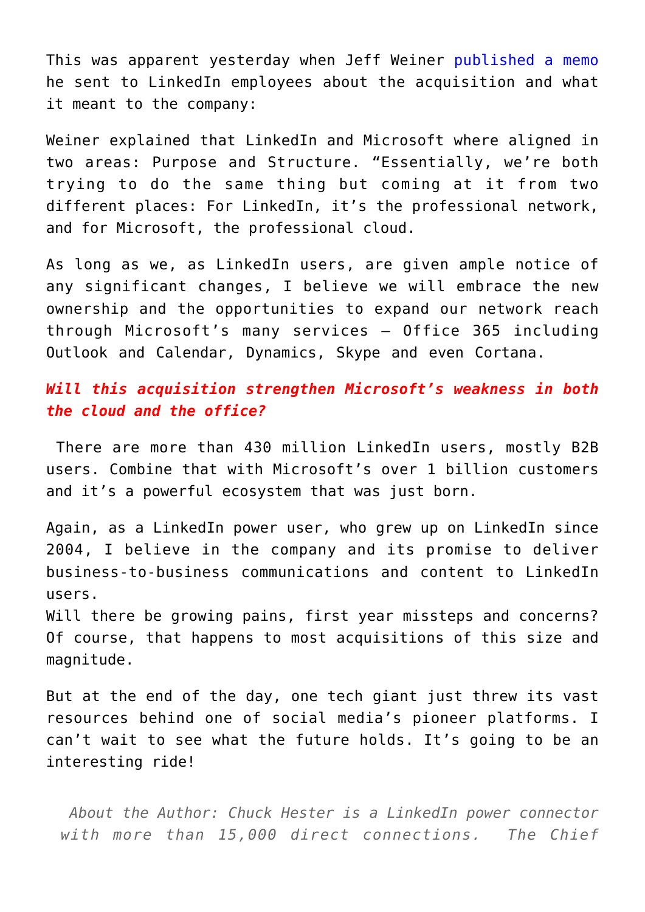This was apparent yesterday when Jeff Weiner published a memo he sent to LinkedIn employees about the acquisition and what it meant to the company:

Weiner explained that LinkedIn and Microsoft where aligned in two areas: Purpose and Structure. "Essentially, we're both trying to do the same thing but coming at it from two different places: For LinkedIn, it's the professional network, and for Microsoft, the professional cloud.

As long as we, as LinkedIn users, are given ample notice of any significant changes, I believe we will embrace the new ownership and the opportunities to expand our network reach through Microsoft's many services – Office 365 including Outlook and Calendar, Dynamics, Skype and even Cortana.

***Will this acquisition strengthen Microsoft's weakness in both the cloud and the office?***

There are more than 430 million LinkedIn users, mostly B2B users. Combine that with Microsoft's over 1 billion customers and it's a powerful ecosystem that was just born.

Again, as a LinkedIn power user, who grew up on LinkedIn since 2004, I believe in the company and its promise to deliver business-to-business communications and content to LinkedIn users.
Will there be growing pains, first year missteps and concerns? Of course, that happens to most acquisitions of this size and magnitude.

But at the end of the day, one tech giant just threw its vast resources behind one of social media's pioneer platforms. I can't wait to see what the future holds. It's going to be an interesting ride!

*About the Author: Chuck Hester is a LinkedIn power connector with more than 15,000 direct connections. The Chief*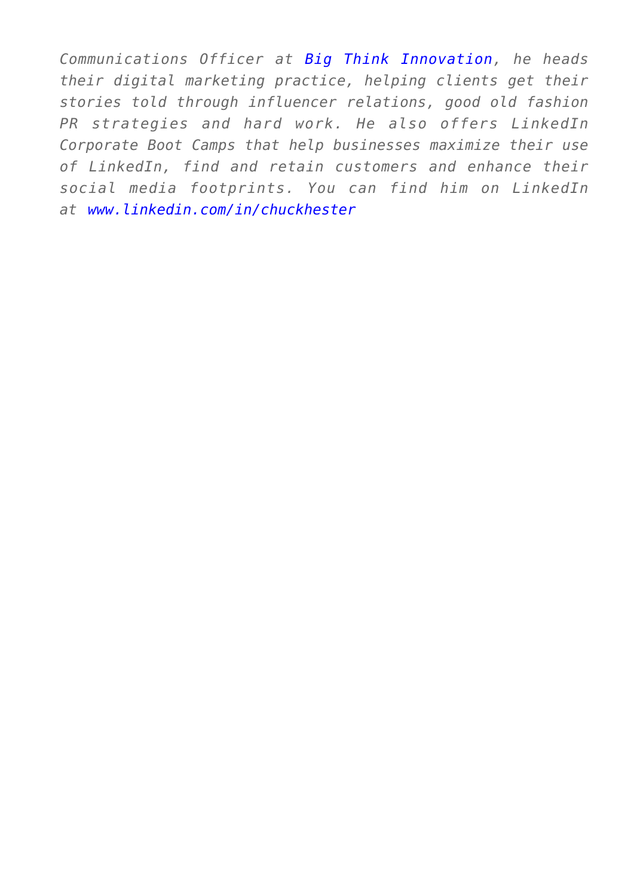*Communications Officer at [Big Think Innovation](Big Think Innovation), he heads their digital marketing practice, helping clients get their stories told through influencer relations, good old fashion PR strategies and hard work. He also offers LinkedIn Corporate Boot Camps that help businesses maximize their use of LinkedIn, find and retain customers and enhance their social media footprints. You can find him on LinkedIn at [www.linkedin.com/in/chuckhester](http://www.linkedin.com/in/chuckhester)*